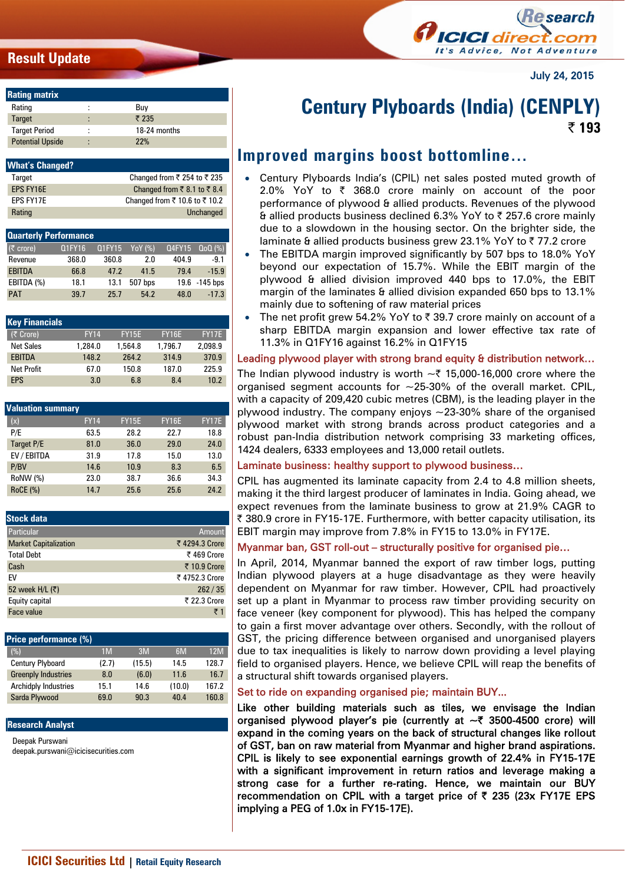Result Update

July 24, 2015

# Century Plyboards (India) (CENPLY)

₹ 193

## Rating matrix

| Rating | : | Buy |
|---|---|---|
| Target | : | ₹ 235 |
| Target Period | : | 18-24 months |
| Potential Upside | : | 22% |

## What's Changed?

| | |
|---|---|
| Target | Changed from ₹ 254 to ₹ 235 |
| EPS FY16E | Changed from ₹ 8.1 to ₹ 8.4 |
| EPS FY17E | Changed from ₹ 10.6 to ₹ 10.2 |
| Rating | Unchanged |

## Quarterly Performance

| (₹ Crore) | Q1FY16 | Q1FY15 | YoY (%) | Q4FY15 | QoQ (%) |
|---|---|---|---|---|---|
| Revenue | 368.0 | 360.8 | 2.0 | 404.9 | -9.1 |
| EBITDA | 66.8 | 47.2 | 41.5 | 79.4 | -15.9 |
| EBITDA (%) | 18.1 | 13.1 | 507 bps | 19.6 | -145 bps |
| PAT | 39.7 | 25.7 | 54.2 | 48.0 | -17.3 |

## Key Financials

| (₹ Crore) | FY14 | FY15E | FY16E | FY17E |
|---|---|---|---|---|
| Net Sales | 1,284.0 | 1,564.8 | 1,796.7 | 2,098.9 |
| EBITDA | 148.2 | 264.2 | 314.9 | 370.9 |
| Net Profit | 67.0 | 150.8 | 187.0 | 225.9 |
| EPS | 3.0 | 6.8 | 8.4 | 10.2 |

## Valuation summary

| (x) | FY14 | FY15E | FY16E | FY17E |
|---|---|---|---|---|
| P/E | 63.5 | 28.2 | 22.7 | 18.8 |
| Target P/E | 81.0 | 36.0 | 29.0 | 24.0 |
| EV / EBITDA | 31.9 | 17.8 | 15.0 | 13.0 |
| P/BV | 14.6 | 10.9 | 8.3 | 6.5 |
| RoNW (%) | 23.0 | 38.7 | 36.6 | 34.3 |
| RoCE (%) | 14.7 | 25.6 | 25.6 | 24.2 |

## Stock data

| Particular | Amount |
|---|---|
| Market Capitalization | ₹ 4294.3 Crore |
| Total Debt | ₹ 469 Crore |
| Cash | ₹ 10.9 Crore |
| EV | ₹ 4752.3 Crore |
| 52 week H/L (₹) | 262 / 35 |
| Equity capital | ₹ 22.3 Crore |
| Face value | ₹ 1 |

## Price performance (%)

| (%) | 1M | 3M | 6M | 12M |
|---|---|---|---|---|
| Century Plyboard | (2.7) | (15.5) | 14.5 | 128.7 |
| Greenply Industries | 8.0 | (6.0) | 11.6 | 16.7 |
| Archidply Industries | 15.1 | 14.6 | (10.0) | 167.2 |
| Sarda Plywood | 69.0 | 90.3 | 40.4 | 160.8 |

## Research Analyst

Deepak Purswani
deepak.purswani@icicisecurities.com

## Improved margins boost bottomline…

- Century Plyboards India's (CPIL) net sales posted muted growth of 2.0% YoY to ₹ 368.0 crore mainly on account of the poor performance of plywood & allied products. Revenues of the plywood & allied products business declined 6.3% YoY to ₹ 257.6 crore mainly due to a slowdown in the housing sector. On the brighter side, the laminate & allied products business grew 23.1% YoY to ₹ 77.2 crore
- The EBITDA margin improved significantly by 507 bps to 18.0% YoY beyond our expectation of 15.7%. While the EBIT margin of the plywood & allied division improved 440 bps to 17.0%, the EBIT margin of the laminates & allied division expanded 650 bps to 13.1% mainly due to softening of raw material prices
- The net profit grew 54.2% YoY to ₹ 39.7 crore mainly on account of a sharp EBITDA margin expansion and lower effective tax rate of 11.3% in Q1FY16 against 16.2% in Q1FY15

### Leading plywood player with strong brand equity & distribution network…

The Indian plywood industry is worth ~₹ 15,000-16,000 crore where the organised segment accounts for ~25-30% of the overall market. CPIL, with a capacity of 209,420 cubic metres (CBM), is the leading player in the plywood industry. The company enjoys ~23-30% share of the organised plywood market with strong brands across product categories and a robust pan-India distribution network comprising 33 marketing offices, 1424 dealers, 6333 employees and 13,000 retail outlets.

### Laminate business: healthy support to plywood business…

CPIL has augmented its laminate capacity from 2.4 to 4.8 million sheets, making it the third largest producer of laminates in India. Going ahead, we expect revenues from the laminate business to grow at 21.9% CAGR to ₹ 380.9 crore in FY15-17E. Furthermore, with better capacity utilisation, its EBIT margin may improve from 7.8% in FY15 to 13.0% in FY17E.

### Myanmar ban, GST roll-out – structurally positive for organised pie…

In April, 2014, Myanmar banned the export of raw timber logs, putting Indian plywood players at a huge disadvantage as they were heavily dependent on Myanmar for raw timber. However, CPIL had proactively set up a plant in Myanmar to process raw timber providing security on face veneer (key component for plywood). This has helped the company to gain a first mover advantage over others. Secondly, with the rollout of GST, the pricing difference between organised and unorganised players due to tax inequalities is likely to narrow down providing a level playing field to organised players. Hence, we believe CPIL will reap the benefits of a structural shift towards organised players.

### Set to ride on expanding organised pie; maintain BUY…

**Like other building materials such as tiles, we envisage the Indian organised plywood player's pie (currently at ~₹ 3500-4500 crore) will expand in the coming years on the back of structural changes like rollout of GST, ban on raw material from Myanmar and higher brand aspirations. CPIL is likely to see exponential earnings growth of 22.4% in FY15-17E with a significant improvement in return ratios and leverage making a strong case for a further re-rating. Hence, we maintain our BUY recommendation on CPIL with a target price of ₹ 235 (23x FY17E EPS implying a PEG of 1.0x in FY15-17E).**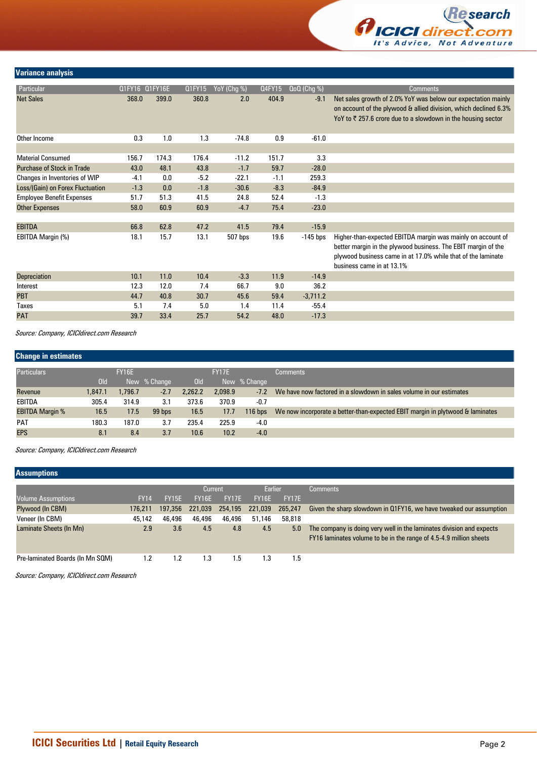## Variance analysis

| Particular | Q1FY16 | Q1FY16E | Q1FY15 | YoY (Chg %) | Q4FY15 | QoQ (Chg %) | Comments |
|---|---|---|---|---|---|---|---|
| Net Sales | 368.0 | 399.0 | 360.8 | 2.0 | 404.9 | -9.1 | Net sales growth of 2.0% YoY was below our expectation mainly on account of the plywood & allied division, which declined 6.3% YoY to ₹ 257.6 crore due to a slowdown in the housing sector |
| Other Income | 0.3 | 1.0 | 1.3 | -74.8 | 0.9 | -61.0 | |
| | | | | | | | |
| Material Consumed | 156.7 | 174.3 | 176.4 | -11.2 | 151.7 | 3.3 | |
| Purchase of Stock in Trade | 43.0 | 48.1 | 43.8 | -1.7 | 59.7 | -28.0 | |
| Changes in Inventories of WIP | -4.1 | 0.0 | -5.2 | -22.1 | -1.1 | 259.3 | |
| Loss/(Gain) on Forex Fluctuation | -1.3 | 0.0 | -1.8 | -30.6 | -8.3 | -84.9 | |
| Employee Benefit Expenses | 51.7 | 51.3 | 41.5 | 24.8 | 52.4 | -1.3 | |
| Other Expenses | 58.0 | 60.9 | 60.9 | -4.7 | 75.4 | -23.0 | |
| | | | | | | | |
| EBITDA | 66.8 | 62.8 | 47.2 | 41.5 | 79.4 | -15.9 | |
| EBITDA Margin (%) | 18.1 | 15.7 | 13.1 | 507 bps | 19.6 | -145 bps | Higher-than-expected EBITDA margin was mainly on account of better margin in the plywood business. The EBIT margin of the plywood business came in at 17.0% while that of the laminate business came in at 13.1% |
| Depreciation | 10.1 | 11.0 | 10.4 | -3.3 | 11.9 | -14.9 | |
| Interest | 12.3 | 12.0 | 7.4 | 66.7 | 9.0 | 36.2 | |
| PBT | 44.7 | 40.8 | 30.7 | 45.6 | 59.4 | -3,711.2 | |
| Taxes | 5.1 | 7.4 | 5.0 | 1.4 | 11.4 | -55.4 | |
| PAT | 39.7 | 33.4 | 25.7 | 54.2 | 48.0 | -17.3 | |

*Source: Company, ICICIdirect.com Research*

## Change in estimates

| Particulars | FY16E | | | FY17E | | | Comments |
|---|---|---|---|---|---|---|---|
| | Old | New | % Change | Old | New | % Change | |
| Revenue | 1,847.1 | 1,796.7 | -2.7 | 2,262.2 | 2,098.9 | -7.2 | We have now factored in a slowdown in sales volume in our estimates |
| EBITDA | 305.4 | 314.9 | 3.1 | 373.6 | 370.9 | -0.7 | |
| EBITDA Margin % | 16.5 | 17.5 | 99 bps | 16.5 | 17.7 | 116 bps | We now incorporate a better-than-expected EBIT margin in plytwood & laminates |
| PAT | 180.3 | 187.0 | 3.7 | 235.4 | 225.9 | -4.0 | |
| EPS | 8.1 | 8.4 | 3.7 | 10.6 | 10.2 | -4.0 | |

*Source: Company, ICICIdirect.com Research*

## Assumptions

| | | | Current | | Earlier | | |
|---|---|---|---|---|---|---|---|
| Volume Assumptions | FY14 | FY15E | FY16E | FY17E | FY16E | FY17E | Comments |
| Plywood (In CBM) | 176,211 | 197,356 | 221,039 | 254,195 | 221,039 | 265,247 | Given the sharp slowdown in Q1FY16, we have tweaked our assumption |
| Veneer (In CBM) | 45,142 | 46,496 | 46,496 | 46,496 | 51,146 | 58,818 | |
| Laminate Sheets (In Mn) | 2.9 | 3.6 | 4.5 | 4.8 | 4.5 | 5.0 | The company is doing very well in the laminates division and expects FY16 laminates volume to be in the range of 4.5-4.9 million sheets |
| Pre-laminated Boards (In Mn SQM) | 1.2 | 1.2 | 1.3 | 1.5 | 1.3 | 1.5 | |

*Source: Company, ICICIdirect.com Research*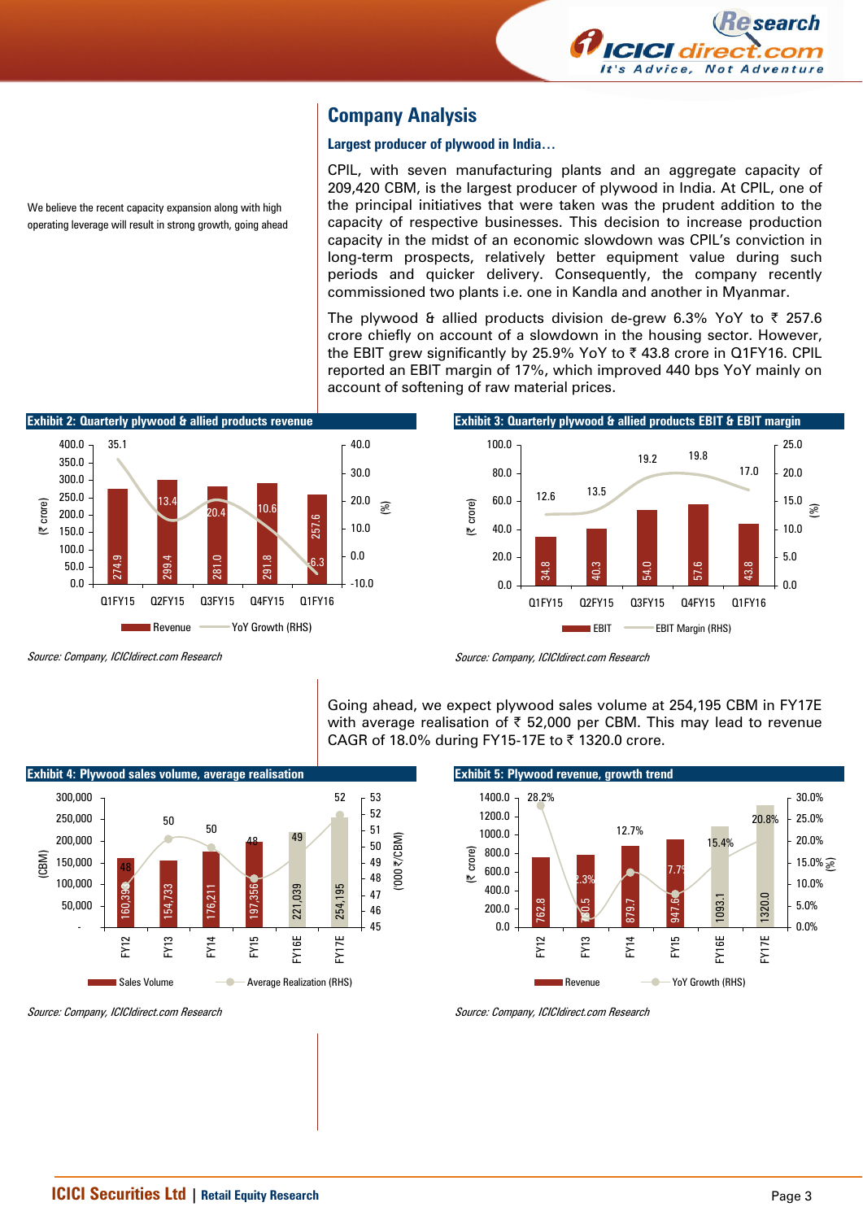## Company Analysis

### Largest producer of plywood in India…

We believe the recent capacity expansion along with high operating leverage will result in strong growth, going ahead

CPIL, with seven manufacturing plants and an aggregate capacity of 209,420 CBM, is the largest producer of plywood in India. At CPIL, one of the principal initiatives that were taken was the prudent addition to the capacity of respective businesses. This decision to increase production capacity in the midst of an economic slowdown was CPIL's conviction in long-term prospects, relatively better equipment value during such periods and quicker delivery. Consequently, the company recently commissioned two plants i.e. one in Kandla and another in Myanmar.

The plywood & allied products division de-grew 6.3% YoY to ₹ 257.6 crore chiefly on account of a slowdown in the housing sector. However, the EBIT grew significantly by 25.9% YoY to ₹ 43.8 crore in Q1FY16. CPIL reported an EBIT margin of 17%, which improved 440 bps YoY mainly on account of softening of raw material prices.

**Exhibit 2: Quarterly plywood & allied products revenue**

| | Q1FY15 | Q2FY15 | Q3FY15 | Q4FY15 | Q1FY16 |
|---|---|---|---|---|---|
| Revenue (₹ crore) | 274.9 | 299.4 | 281.0 | 291.8 | 257.6 |
| YoY Growth (%) | 35.1 | 13.4 | 20.4 | 10.6 | -6.3 |

*Source: Company, ICICIdirect.com Research*

**Exhibit 3: Quarterly plywood & allied products EBIT & EBIT margin**

| | Q1FY15 | Q2FY15 | Q3FY15 | Q4FY15 | Q1FY16 |
|---|---|---|---|---|---|
| EBIT (₹ crore) | 34.8 | 40.3 | 54.0 | 57.6 | 43.8 |
| EBIT Margin (%) | 12.6 | 13.5 | 19.2 | 19.8 | 17.0 |

*Source: Company, ICICIdirect.com Research*

Going ahead, we expect plywood sales volume at 254,195 CBM in FY17E with average realisation of ₹ 52,000 per CBM. This may lead to revenue CAGR of 18.0% during FY15-17E to ₹ 1320.0 crore.

**Exhibit 4: Plywood sales volume, average realisation**

| | FY12 | FY13 | FY14 | FY15 | FY16E | FY17E |
|---|---|---|---|---|---|---|
| Sales Volume (CBM) | 160,396 | 154,733 | 176,211 | 197,356 | 221,039 | 254,195 |
| Average Realization ('000 ₹/CBM) | 48 | 50 | 50 | 48 | 49 | 52 |

*Source: Company, ICICIdirect.com Research*

**Exhibit 5: Plywood revenue, growth trend**

| | FY12 | FY13 | FY14 | FY15 | FY16E | FY17E |
|---|---|---|---|---|---|---|
| Revenue (₹ crore) | 762.8 | 780.5 | 879.7 | 947.6 | 1093.1 | 1320.0 |
| YoY Growth (%) | 28.2 | 2.3 | 12.7 | 7.7 | 15.4 | 20.8 |

*Source: Company, ICICIdirect.com Research*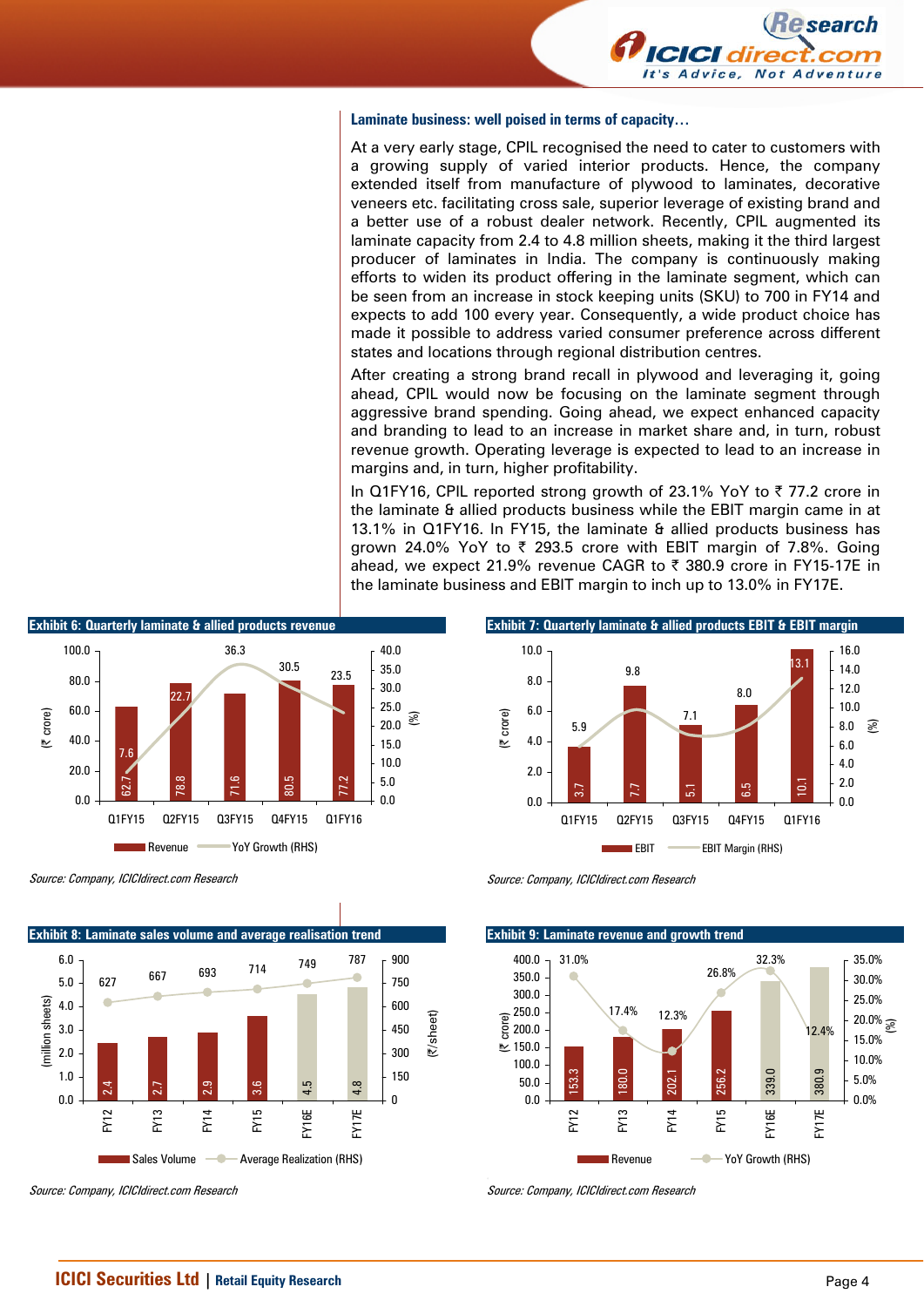### Laminate business: well poised in terms of capacity…

At a very early stage, CPIL recognised the need to cater to customers with a growing supply of varied interior products. Hence, the company extended itself from manufacture of plywood to laminates, decorative veneers etc. facilitating cross sale, superior leverage of existing brand and a better use of a robust dealer network. Recently, CPIL augmented its laminate capacity from 2.4 to 4.8 million sheets, making it the third largest producer of laminates in India. The company is continuously making efforts to widen its product offering in the laminate segment, which can be seen from an increase in stock keeping units (SKU) to 700 in FY14 and expects to add 100 every year. Consequently, a wide product choice has made it possible to address varied consumer preference across different states and locations through regional distribution centres.

After creating a strong brand recall in plywood and leveraging it, going ahead, CPIL would now be focusing on the laminate segment through aggressive brand spending. Going ahead, we expect enhanced capacity and branding to lead to an increase in market share and, in turn, robust revenue growth. Operating leverage is expected to lead to an increase in margins and, in turn, higher profitability.

In Q1FY16, CPIL reported strong growth of 23.1% YoY to ₹ 77.2 crore in the laminate & allied products business while the EBIT margin came in at 13.1% in Q1FY16. In FY15, the laminate & allied products business has grown 24.0% YoY to ₹ 293.5 crore with EBIT margin of 7.8%. Going ahead, we expect 21.9% revenue CAGR to ₹ 380.9 crore in FY15-17E in the laminate business and EBIT margin to inch up to 13.0% in FY17E.

**Exhibit 6: Quarterly laminate & allied products revenue**

| | Q1FY15 | Q2FY15 | Q3FY15 | Q4FY15 | Q1FY16 |
|---|---|---|---|---|---|
| Revenue (₹ crore) | 62.7 | 78.8 | 71.6 | 80.5 | 77.2 |
| YoY Growth (RHS, %) | 7.6 | 22.7 | 36.3 | 30.5 | 23.5 |

*Source: Company, ICICIdirect.com Research*

**Exhibit 7: Quarterly laminate & allied products EBIT & EBIT margin**

| | Q1FY15 | Q2FY15 | Q3FY15 | Q4FY15 | Q1FY16 |
|---|---|---|---|---|---|
| EBIT (₹ crore) | 3.7 | 7.7 | 5.1 | 6.5 | 10.1 |
| EBIT Margin (RHS, %) | 5.9 | 9.8 | 7.1 | 8.0 | 13.1 |

*Source: Company, ICICIdirect.com Research*

**Exhibit 8: Laminate sales volume and average realisation trend**

| | FY12 | FY13 | FY14 | FY15 | FY16E | FY17E |
|---|---|---|---|---|---|---|
| Sales Volume (million sheets) | 2.4 | 2.7 | 2.9 | 3.6 | 4.5 | 4.8 |
| Average Realization (RHS, ₹/sheet) | 627 | 667 | 693 | 714 | 749 | 787 |

*Source: Company, ICICIdirect.com Research*

**Exhibit 9: Laminate revenue and growth trend**

| | FY12 | FY13 | FY14 | FY15 | FY16E | FY17E |
|---|---|---|---|---|---|---|
| Revenue (₹ crore) | 153.3 | 180.0 | 202.1 | 256.2 | 339.0 | 380.9 |
| YoY Growth (RHS, %) | 31.0% | 17.4% | 12.3% | 26.8% | 32.3% | 12.4% |

*Source: Company, ICICIdirect.com Research*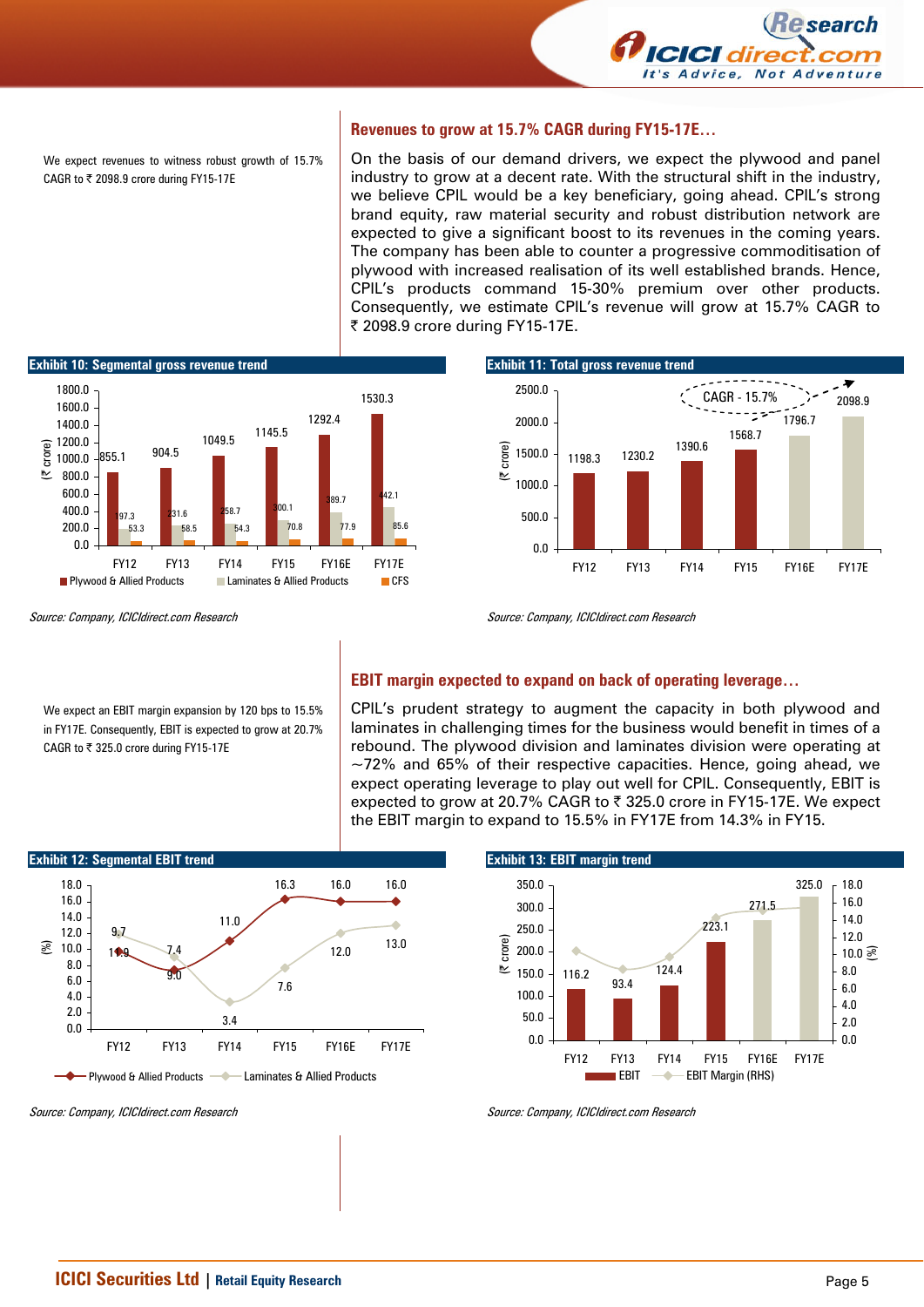We expect revenues to witness robust growth of 15.7% CAGR to ₹ 2098.9 crore during FY15-17E

## Revenues to grow at 15.7% CAGR during FY15-17E…

On the basis of our demand drivers, we expect the plywood and panel industry to grow at a decent rate. With the structural shift in the industry, we believe CPIL would be a key beneficiary, going ahead. CPIL's strong brand equity, raw material security and robust distribution network are expected to give a significant boost to its revenues in the coming years. The company has been able to counter a progressive commoditisation of plywood with increased realisation of its well established brands. Hence, CPIL's products command 15-30% premium over other products. Consequently, we estimate CPIL's revenue will grow at 15.7% CAGR to ₹ 2098.9 crore during FY15-17E.

**Exhibit 10: Segmental gross revenue trend**

| (₹ crore) | FY12 | FY13 | FY14 | FY15 | FY16E | FY17E |
|---|---|---|---|---|---|---|
| Plywood & Allied Products | 855.1 | 904.5 | 1049.5 | 1145.5 | 1292.4 | 1530.3 |
| Laminates & Allied Products | 197.3 | 231.6 | 258.7 | 300.1 | 389.7 | 442.1 |
| CFS | 53.3 | 58.5 | 54.3 | 70.8 | 77.9 | 85.6 |

*Source: Company, ICICIdirect.com Research*

**Exhibit 11: Total gross revenue trend**

| (₹ crore) | FY12 | FY13 | FY14 | FY15 | FY16E | FY17E |
|---|---|---|---|---|---|---|
| Total gross revenue | 1198.3 | 1230.2 | 1390.6 | 1568.7 | 1796.7 | 2098.9 |

CAGR - 15.7%

*Source: Company, ICICIdirect.com Research*

We expect an EBIT margin expansion by 120 bps to 15.5% in FY17E. Consequently, EBIT is expected to grow at 20.7% CAGR to ₹ 325.0 crore during FY15-17E

## EBIT margin expected to expand on back of operating leverage…

CPIL's prudent strategy to augment the capacity in both plywood and laminates in challenging times for the business would benefit in times of a rebound. The plywood division and laminates division were operating at ~72% and 65% of their respective capacities. Hence, going ahead, we expect operating leverage to play out well for CPIL. Consequently, EBIT is expected to grow at 20.7% CAGR to ₹ 325.0 crore in FY15-17E. We expect the EBIT margin to expand to 15.5% in FY17E from 14.3% in FY15.

**Exhibit 12: Segmental EBIT trend**

| (%) | FY12 | FY13 | FY14 | FY15 | FY16E | FY17E |
|---|---|---|---|---|---|---|
| Plywood & Allied Products | 9.7 | 7.4 | 11.0 | 16.3 | 16.0 | 16.0 |
| Laminates & Allied Products | 11.9 | 9.0 | 3.4 | 7.6 | 12.0 | 13.0 |

*Source: Company, ICICIdirect.com Research*

**Exhibit 13: EBIT margin trend**

| | FY12 | FY13 | FY14 | FY15 | FY16E | FY17E |
|---|---|---|---|---|---|---|
| EBIT (₹ crore) | 116.2 | 93.4 | 124.4 | 223.1 | 271.5 | 325.0 |

EBIT Margin (RHS, %)

*Source: Company, ICICIdirect.com Research*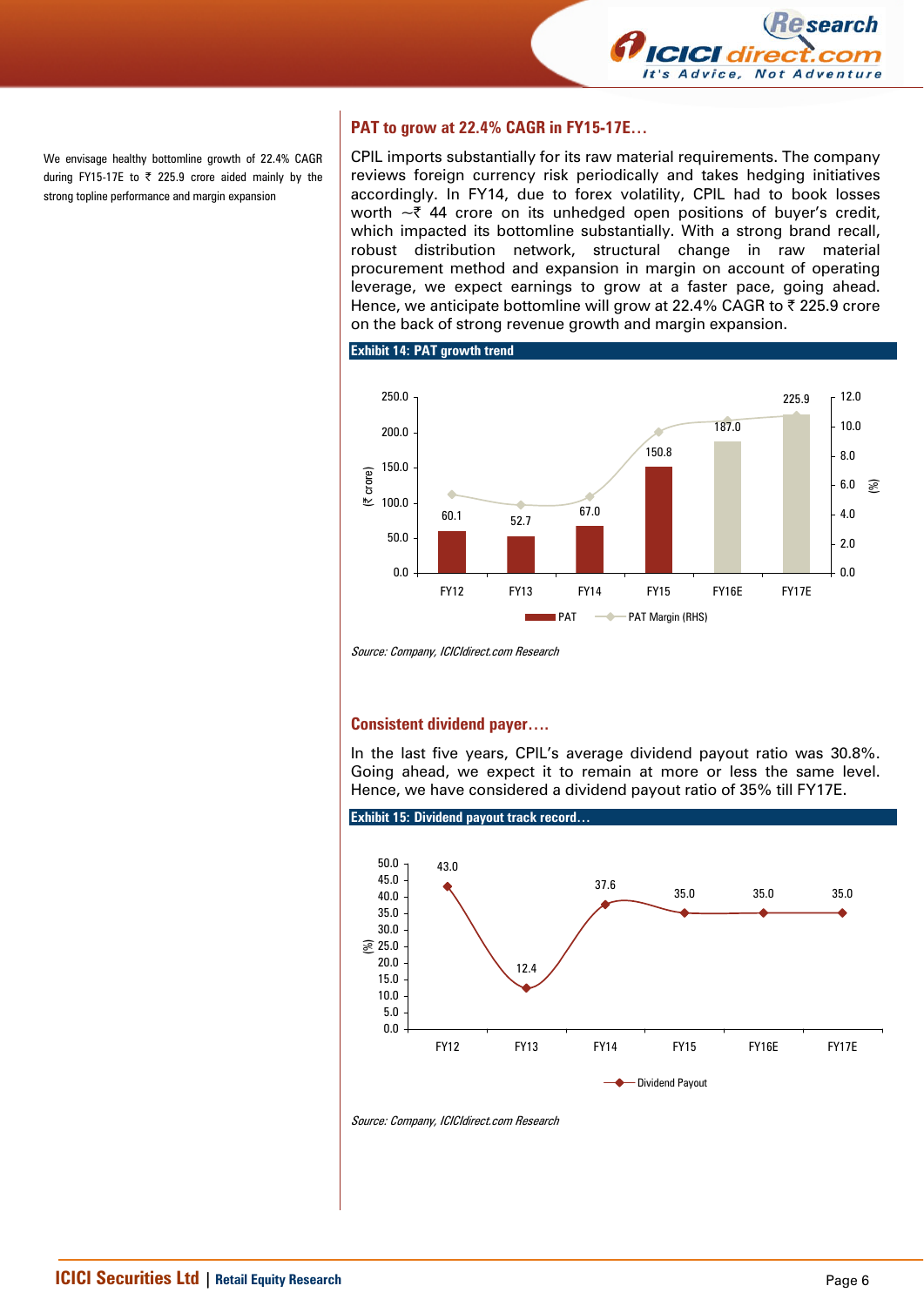We envisage healthy bottomline growth of 22.4% CAGR during FY15-17E to ₹ 225.9 crore aided mainly by the strong topline performance and margin expansion

## PAT to grow at 22.4% CAGR in FY15-17E…

CPIL imports substantially for its raw material requirements. The company reviews foreign currency risk periodically and takes hedging initiatives accordingly. In FY14, due to forex volatility, CPIL had to book losses worth ~₹ 44 crore on its unhedged open positions of buyer's credit, which impacted its bottomline substantially. With a strong brand recall, robust distribution network, structural change in raw material procurement method and expansion in margin on account of operating leverage, we expect earnings to grow at a faster pace, going ahead. Hence, we anticipate bottomline will grow at 22.4% CAGR to ₹ 225.9 crore on the back of strong revenue growth and margin expansion.

**Exhibit 14: PAT growth trend**

| | FY12 | FY13 | FY14 | FY15 | FY16E | FY17E |
|---|---|---|---|---|---|---|
| PAT (₹ crore) | 60.1 | 52.7 | 67.0 | 150.8 | 187.0 | 225.9 |

*Source: Company, ICICIdirect.com Research*

## Consistent dividend payer….

In the last five years, CPIL's average dividend payout ratio was 30.8%. Going ahead, we expect it to remain at more or less the same level. Hence, we have considered a dividend payout ratio of 35% till FY17E.

**Exhibit 15: Dividend payout track record…**

| | FY12 | FY13 | FY14 | FY15 | FY16E | FY17E |
|---|---|---|---|---|---|---|
| Dividend Payout (%) | 43.0 | 12.4 | 37.6 | 35.0 | 35.0 | 35.0 |

*Source: Company, ICICIdirect.com Research*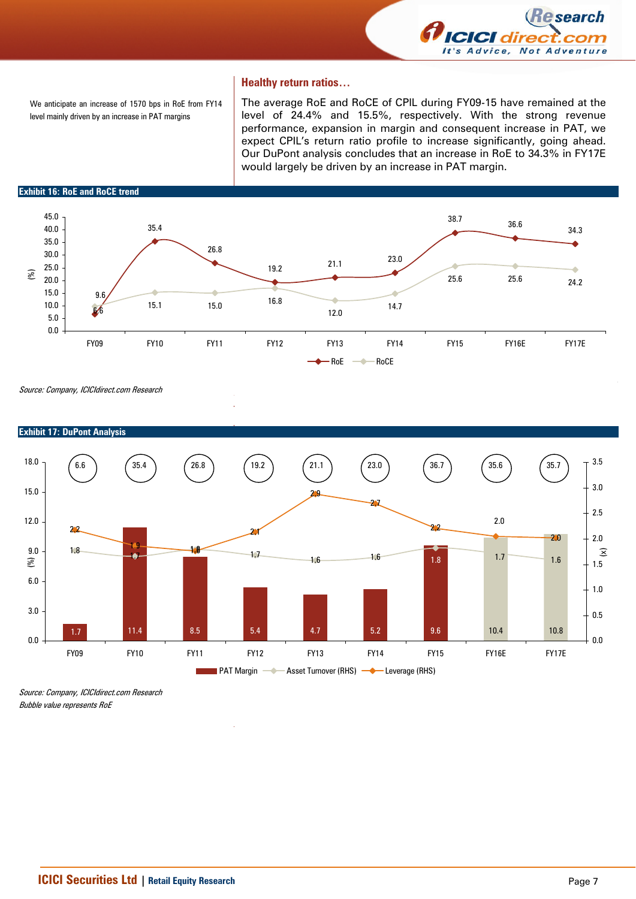We anticipate an increase of 1570 bps in RoE from FY14 level mainly driven by an increase in PAT margins

## Healthy return ratios…

The average RoE and RoCE of CPIL during FY09-15 have remained at the level of 24.4% and 15.5%, respectively. With the strong revenue performance, expansion in margin and consequent increase in PAT, we expect CPIL's return ratio profile to increase significantly, going ahead. Our DuPont analysis concludes that an increase in RoE to 34.3% in FY17E would largely be driven by an increase in PAT margin.

**Exhibit 16: RoE and RoCE trend**

| (%) | FY09 | FY10 | FY11 | FY12 | FY13 | FY14 | FY15 | FY16E | FY17E |
|---|---|---|---|---|---|---|---|---|---|
| RoE | 6.6 | 35.4 | 26.8 | 19.2 | 21.1 | 23.0 | 38.7 | 36.6 | 34.3 |
| RoCE | 9.6 | 15.1 | 15.0 | 16.8 | 12.0 | 14.7 | 25.6 | 25.6 | 24.2 |

*Source: Company, ICICIdirect.com Research*

**Exhibit 17: DuPont Analysis**

| | FY09 | FY10 | FY11 | FY12 | FY13 | FY14 | FY15 | FY16E | FY17E |
|---|---|---|---|---|---|---|---|---|---|
| RoE (%) | 6.6 | 35.4 | 26.8 | 19.2 | 21.1 | 23.0 | 36.7 | 35.6 | 35.7 |
| PAT Margin (%) | 1.7 | 11.4 | 8.5 | 5.4 | 4.7 | 5.2 | 9.6 | 10.4 | 10.8 |
| Asset Turnover (x) | 1.8 | 1.7 | 1.8 | 1.7 | 1.6 | 1.6 | 1.8 | 1.7 | 1.6 |
| Leverage (x) | 2.2 | 1.9 | 1.8 | 2.1 | 2.9 | 2.7 | 2.2 | 2.0 | 2.0 |

*Source: Company, ICICIdirect.com Research*
*Bubble value represents RoE*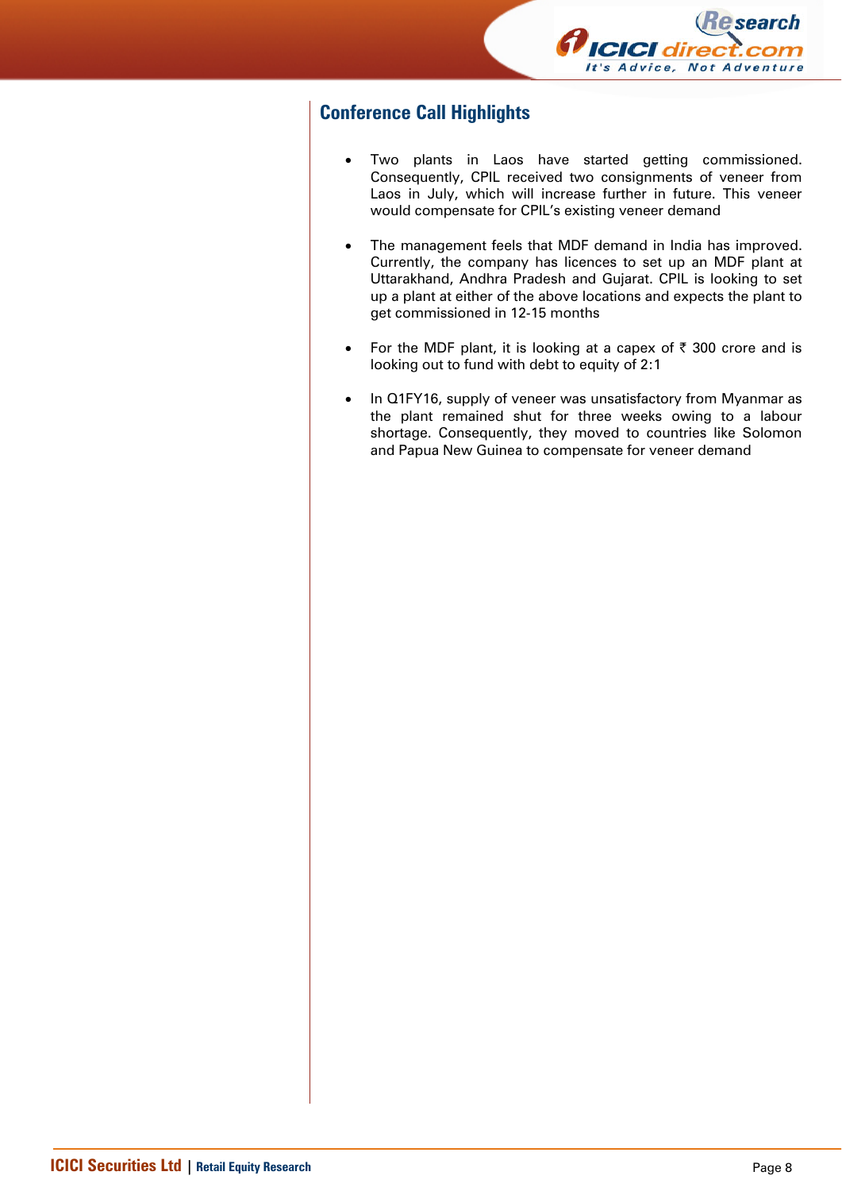## Conference Call Highlights

- Two plants in Laos have started getting commissioned. Consequently, CPIL received two consignments of veneer from Laos in July, which will increase further in future. This veneer would compensate for CPIL's existing veneer demand
- The management feels that MDF demand in India has improved. Currently, the company has licences to set up an MDF plant at Uttarakhand, Andhra Pradesh and Gujarat. CPIL is looking to set up a plant at either of the above locations and expects the plant to get commissioned in 12-15 months
- For the MDF plant, it is looking at a capex of ₹ 300 crore and is looking out to fund with debt to equity of 2:1
- In Q1FY16, supply of veneer was unsatisfactory from Myanmar as the plant remained shut for three weeks owing to a labour shortage. Consequently, they moved to countries like Solomon and Papua New Guinea to compensate for veneer demand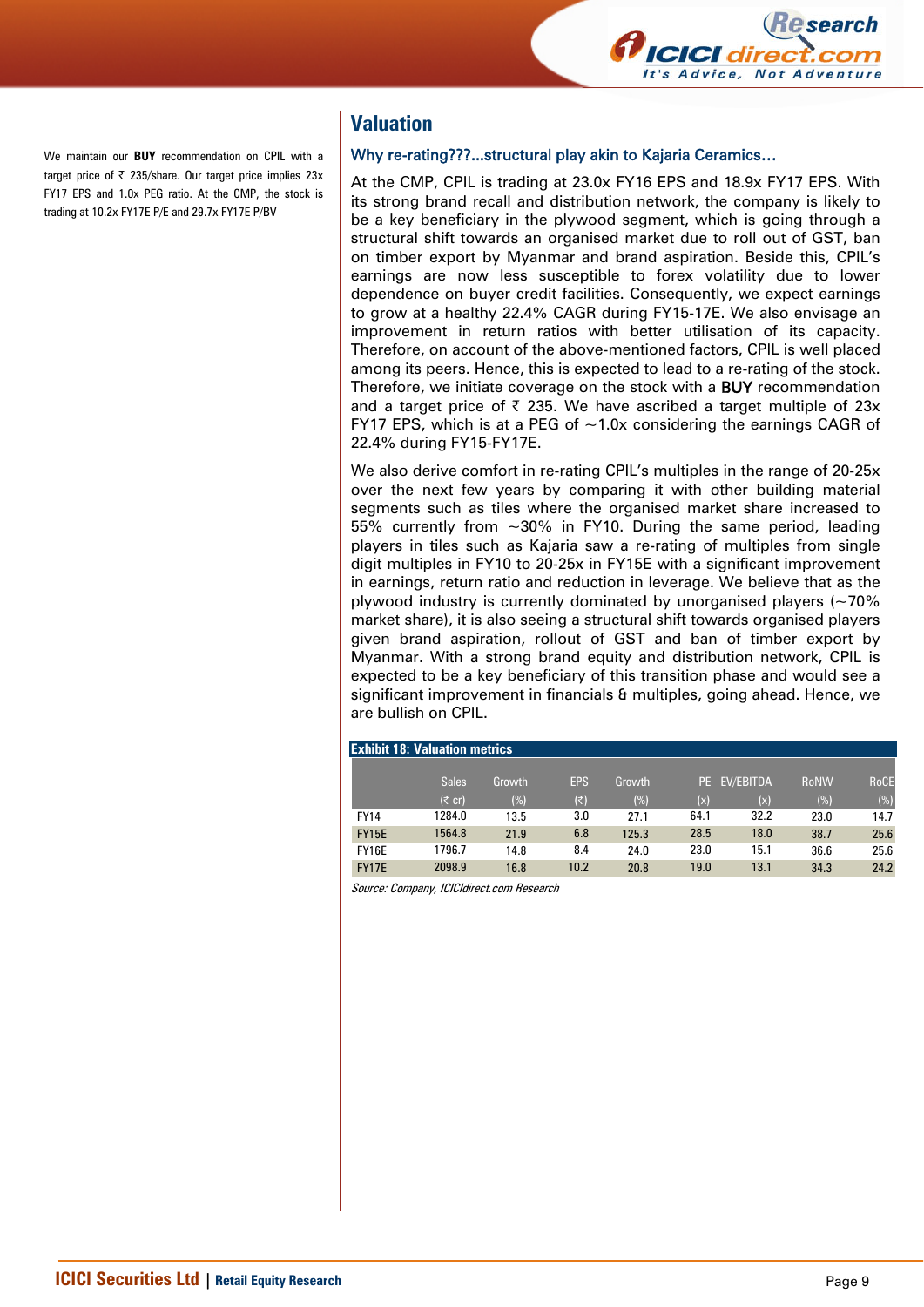We maintain our **BUY** recommendation on CPIL with a target price of ₹ 235/share. Our target price implies 23x FY17 EPS and 1.0x PEG ratio. At the CMP, the stock is trading at 10.2x FY17E P/E and 29.7x FY17E P/BV

## Valuation

### Why re-rating???...structural play akin to Kajaria Ceramics…

At the CMP, CPIL is trading at 23.0x FY16 EPS and 18.9x FY17 EPS. With its strong brand recall and distribution network, the company is likely to be a key beneficiary in the plywood segment, which is going through a structural shift towards an organised market due to roll out of GST, ban on timber export by Myanmar and brand aspiration. Beside this, CPIL's earnings are now less susceptible to forex volatility due to lower dependence on buyer credit facilities. Consequently, we expect earnings to grow at a healthy 22.4% CAGR during FY15-17E. We also envisage an improvement in return ratios with better utilisation of its capacity. Therefore, on account of the above-mentioned factors, CPIL is well placed among its peers. Hence, this is expected to lead to a re-rating of the stock. Therefore, we initiate coverage on the stock with a **BUY** recommendation and a target price of ₹ 235. We have ascribed a target multiple of 23x FY17 EPS, which is at a PEG of ~1.0x considering the earnings CAGR of 22.4% during FY15-FY17E.

We also derive comfort in re-rating CPIL's multiples in the range of 20-25x over the next few years by comparing it with other building material segments such as tiles where the organised market share increased to 55% currently from ~30% in FY10. During the same period, leading players in tiles such as Kajaria saw a re-rating of multiples from single digit multiples in FY10 to 20-25x in FY15E with a significant improvement in earnings, return ratio and reduction in leverage. We believe that as the plywood industry is currently dominated by unorganised players (~70% market share), it is also seeing a structural shift towards organised players given brand aspiration, rollout of GST and ban of timber export by Myanmar. With a strong brand equity and distribution network, CPIL is expected to be a key beneficiary of this transition phase and would see a significant improvement in financials & multiples, going ahead. Hence, we are bullish on CPIL.

**Exhibit 18: Valuation metrics**

| | Sales (₹ cr) | Growth (%) | EPS (₹) | Growth (%) | PE (x) | EV/EBITDA (x) | RoNW (%) | RoCE (%) |
|---|---|---|---|---|---|---|---|---|
| FY14 | 1284.0 | 13.5 | 3.0 | 27.1 | 64.1 | 32.2 | 23.0 | 14.7 |
| FY15E | 1564.8 | 21.9 | 6.8 | 125.3 | 28.5 | 18.0 | 38.7 | 25.6 |
| FY16E | 1796.7 | 14.8 | 8.4 | 24.0 | 23.0 | 15.1 | 36.6 | 25.6 |
| FY17E | 2098.9 | 16.8 | 10.2 | 20.8 | 19.0 | 13.1 | 34.3 | 24.2 |

*Source: Company, ICICIdirect.com Research*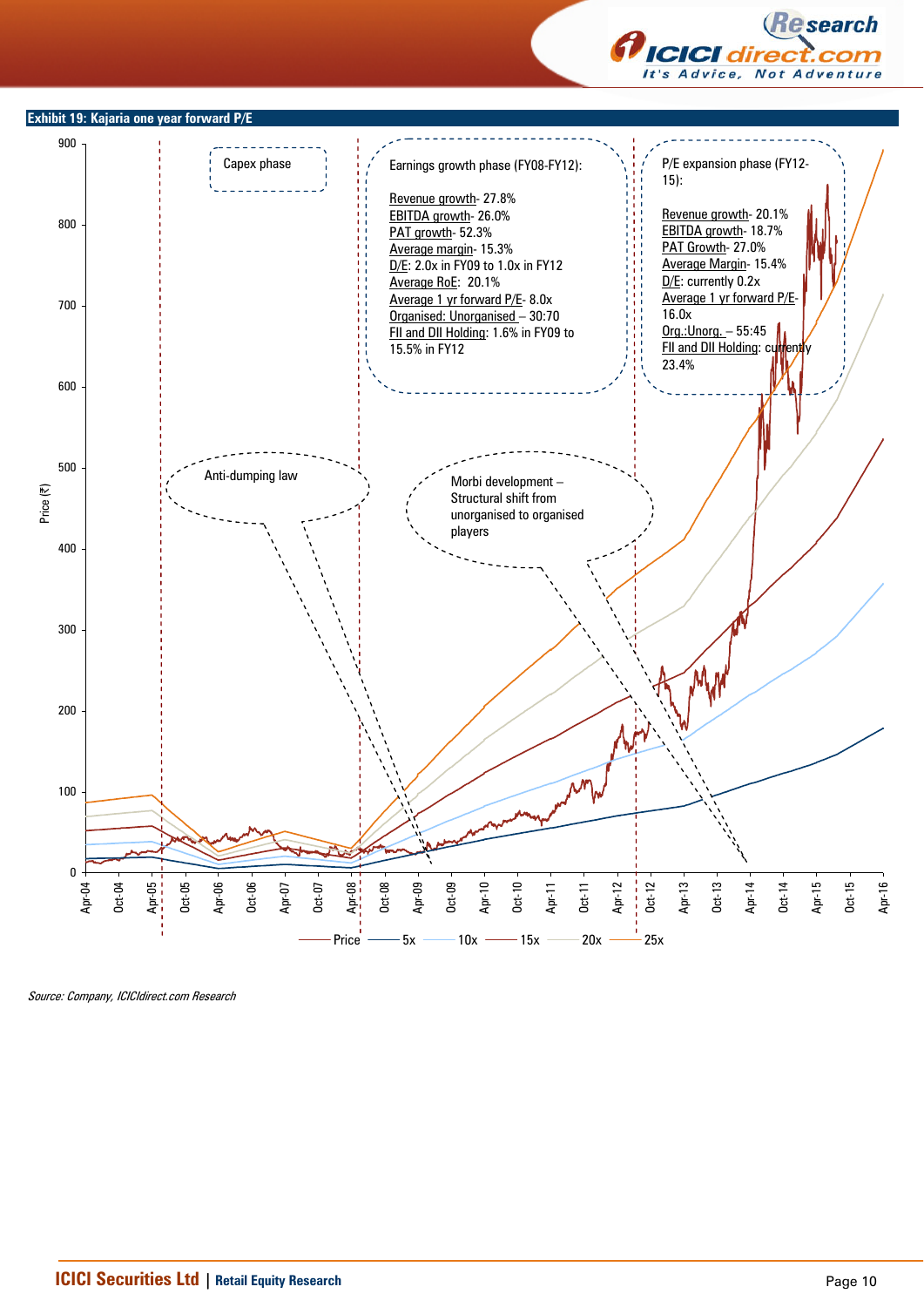**Exhibit 19: Kajaria one year forward P/E**

Capex phase

Earnings growth phase (FY08-FY12):

Revenue growth- 27.8%
EBITDA growth- 26.0%
PAT growth- 52.3%
Average margin- 15.3%
D/E: 2.0x in FY09 to 1.0x in FY12
Average RoE: 20.1%
Average 1 yr forward P/E- 8.0x
Organised: Unorganised – 30:70
FII and DII Holding: 1.6% in FY09 to 15.5% in FY12

P/E expansion phase (FY12-15):

Revenue growth- 20.1%
EBITDA growth- 18.7%
PAT Growth- 27.0%
Average Margin- 15.4%
D/E: currently 0.2x
Average 1 yr forward P/E- 16.0x
Org.:Unorg. – 55:45
FII and DII Holding: currently 23.4%

Anti-dumping law

Morbi development – Structural shift from unorganised to organised players

Price (₹)

Legend: Price, 5x, 10x, 15x, 20x, 25x

*Source: Company, ICICIdirect.com Research*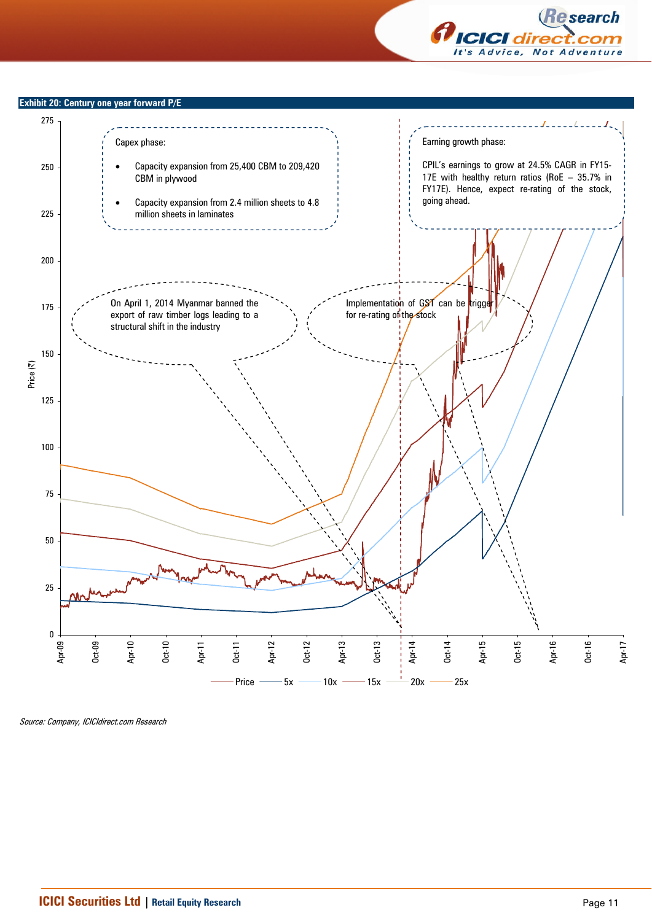**Exhibit 20: Century one year forward P/E**

Capex phase:

- Capacity expansion from 25,400 CBM to 209,420 CBM in plywood
- Capacity expansion from 2.4 million sheets to 4.8 million sheets in laminates

Earning growth phase:

CPIL's earnings to grow at 24.5% CAGR in FY15-17E with healthy return ratios (RoE – 35.7% in FY17E). Hence, expect re-rating of the stock, going ahead.

On April 1, 2014 Myanmar banned the export of raw timber logs leading to a structural shift in the industry

Implementation of GST can be trigger for re-rating of the stock

*Source: Company, ICICIdirect.com Research*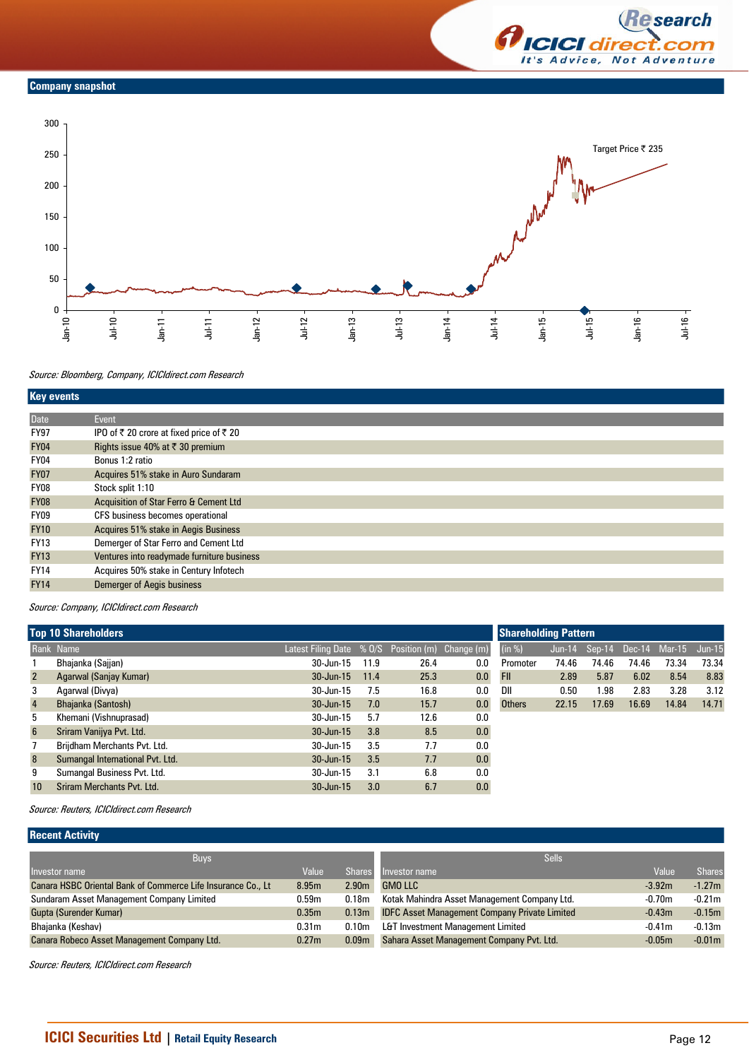## Company snapshot

Target Price ₹ 235

*Source: Bloomberg, Company, ICICIdirect.com Research*

## Key events

| Date | Event |
|---|---|
| FY97 | IPO of ₹ 20 crore at fixed price of ₹ 20 |
| FY04 | Rights issue 40% at ₹ 30 premium |
| FY04 | Bonus 1:2 ratio |
| FY07 | Acquires 51% stake in Auro Sundaram |
| FY08 | Stock split 1:10 |
| FY08 | Acquisition of Star Ferro & Cement Ltd |
| FY09 | CFS business becomes operational |
| FY10 | Acquires 51% stake in Aegis Business |
| FY13 | Demerger of Star Ferro and Cement Ltd |
| FY13 | Ventures into readymade furniture business |
| FY14 | Acquires 50% stake in Century Infotech |
| FY14 | Demerger of Aegis business |

*Source: Company, ICICIdirect.com Research*

## Top 10 Shareholders

| Rank | Name | Latest Filing Date | % O/S | Position (m) | Change (m) |
|---|---|---|---|---|---|
| 1 | Bhajanka (Sajjan) | 30-Jun-15 | 11.9 | 26.4 | 0.0 |
| 2 | Agarwal (Sanjay Kumar) | 30-Jun-15 | 11.4 | 25.3 | 0.0 |
| 3 | Agarwal (Divya) | 30-Jun-15 | 7.5 | 16.8 | 0.0 |
| 4 | Bhajanka (Santosh) | 30-Jun-15 | 7.0 | 15.7 | 0.0 |
| 5 | Khemani (Vishnuprasad) | 30-Jun-15 | 5.7 | 12.6 | 0.0 |
| 6 | Sriram Vanijya Pvt. Ltd. | 30-Jun-15 | 3.8 | 8.5 | 0.0 |
| 7 | Brijdham Merchants Pvt. Ltd. | 30-Jun-15 | 3.5 | 7.7 | 0.0 |
| 8 | Sumangal International Pvt. Ltd. | 30-Jun-15 | 3.5 | 7.7 | 0.0 |
| 9 | Sumangal Business Pvt. Ltd. | 30-Jun-15 | 3.1 | 6.8 | 0.0 |
| 10 | Sriram Merchants Pvt. Ltd. | 30-Jun-15 | 3.0 | 6.7 | 0.0 |

## Shareholding Pattern

| (in %) | Jun-14 | Sep-14 | Dec-14 | Mar-15 | Jun-15 |
|---|---|---|---|---|---|
| Promoter | 74.46 | 74.46 | 74.46 | 73.34 | 73.34 |
| FII | 2.89 | 5.87 | 6.02 | 8.54 | 8.83 |
| DII | 0.50 | 1.98 | 2.83 | 3.28 | 3.12 |
| Others | 22.15 | 17.69 | 16.69 | 14.84 | 14.71 |

*Source: Reuters, ICICIdirect.com Research*

## Recent Activity

**Buys**

| Investor name | Value | Shares |
|---|---|---|
| Canara HSBC Oriental Bank of Commerce Life Insurance Co., Lt | 8.95m | 2.90m |
| Sundaram Asset Management Company Limited | 0.59m | 0.18m |
| Gupta (Surender Kumar) | 0.35m | 0.13m |
| Bhajanka (Keshav) | 0.31m | 0.10m |
| Canara Robeco Asset Management Company Ltd. | 0.27m | 0.09m |

**Sells**

| Investor name | Value | Shares |
|---|---|---|
| GMO LLC | -3.92m | -1.27m |
| Kotak Mahindra Asset Management Company Ltd. | -0.70m | -0.21m |
| IDFC Asset Management Company Private Limited | -0.43m | -0.15m |
| L&T Investment Management Limited | -0.41m | -0.13m |
| Sahara Asset Management Company Pvt. Ltd. | -0.05m | -0.01m |

*Source: Reuters, ICICIdirect.com Research*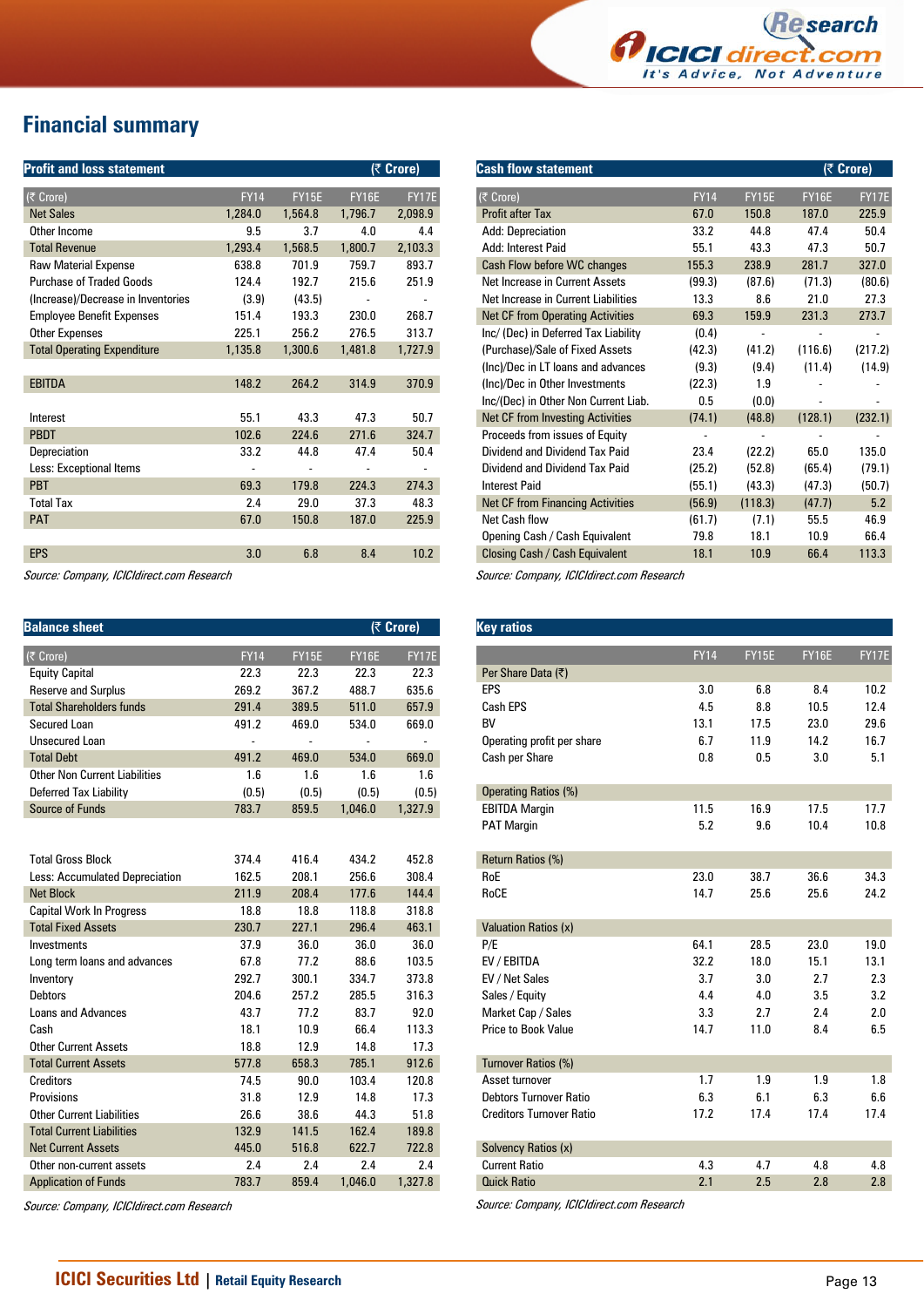# Financial summary

**Profit and loss statement** (₹ Crore)

| (₹ Crore) | FY14 | FY15E | FY16E | FY17E |
|---|---|---|---|---|
| Net Sales | 1,284.0 | 1,564.8 | 1,796.7 | 2,098.9 |
| Other Income | 9.5 | 3.7 | 4.0 | 4.4 |
| Total Revenue | 1,293.4 | 1,568.5 | 1,800.7 | 2,103.3 |
| Raw Material Expense | 638.8 | 701.9 | 759.7 | 893.7 |
| Purchase of Traded Goods | 124.4 | 192.7 | 215.6 | 251.9 |
| (Increase)/Decrease in Inventories | (3.9) | (43.5) | - | - |
| Employee Benefit Expenses | 151.4 | 193.3 | 230.0 | 268.7 |
| Other Expenses | 225.1 | 256.2 | 276.5 | 313.7 |
| Total Operating Expenditure | 1,135.8 | 1,300.6 | 1,481.8 | 1,727.9 |
| | | | | |
| EBITDA | 148.2 | 264.2 | 314.9 | 370.9 |
| | | | | |
| Interest | 55.1 | 43.3 | 47.3 | 50.7 |
| PBDT | 102.6 | 224.6 | 271.6 | 324.7 |
| Depreciation | 33.2 | 44.8 | 47.4 | 50.4 |
| Less: Exceptional Items | - | - | - | - |
| PBT | 69.3 | 179.8 | 224.3 | 274.3 |
| Total Tax | 2.4 | 29.0 | 37.3 | 48.3 |
| PAT | 67.0 | 150.8 | 187.0 | 225.9 |
| | | | | |
| EPS | 3.0 | 6.8 | 8.4 | 10.2 |

*Source: Company, ICICIdirect.com Research*

**Cash flow statement** (₹ Crore)

| (₹ Crore) | FY14 | FY15E | FY16E | FY17E |
|---|---|---|---|---|
| Profit after Tax | 67.0 | 150.8 | 187.0 | 225.9 |
| Add: Depreciation | 33.2 | 44.8 | 47.4 | 50.4 |
| Add: Interest Paid | 55.1 | 43.3 | 47.3 | 50.7 |
| Cash Flow before WC changes | 155.3 | 238.9 | 281.7 | 327.0 |
| Net Increase in Current Assets | (99.3) | (87.6) | (71.3) | (80.6) |
| Net Increase in Current Liabilities | 13.3 | 8.6 | 21.0 | 27.3 |
| Net CF from Operating Activities | 69.3 | 159.9 | 231.3 | 273.7 |
| Inc/ (Dec) in Deferred Tax Liability | (0.4) | - | - | - |
| (Purchase)/Sale of Fixed Assets | (42.3) | (41.2) | (116.6) | (217.2) |
| (Inc)/Dec in LT loans and advances | (9.3) | (9.4) | (11.4) | (14.9) |
| (Inc)/Dec in Other Investments | (22.3) | 1.9 | - | - |
| Inc/(Dec) in Other Non Current Liab. | 0.5 | (0.0) | - | - |
| Net CF from Investing Activities | (74.1) | (48.8) | (128.1) | (232.1) |
| Proceeds from issues of Equity | - | - | - | - |
| Dividend and Dividend Tax Paid | 23.4 | (22.2) | 65.0 | 135.0 |
| Dividend and Dividend Tax Paid | (25.2) | (52.8) | (65.4) | (79.1) |
| Interest Paid | (55.1) | (43.3) | (47.3) | (50.7) |
| Net CF from Financing Activities | (56.9) | (118.3) | (47.7) | 5.2 |
| Net Cash flow | (61.7) | (7.1) | 55.5 | 46.9 |
| Opening Cash / Cash Equivalent | 79.8 | 18.1 | 10.9 | 66.4 |
| Closing Cash / Cash Equivalent | 18.1 | 10.9 | 66.4 | 113.3 |

*Source: Company, ICICIdirect.com Research*

**Balance sheet** (₹ Crore)

| (₹ Crore) | FY14 | FY15E | FY16E | FY17E |
|---|---|---|---|---|
| Equity Capital | 22.3 | 22.3 | 22.3 | 22.3 |
| Reserve and Surplus | 269.2 | 367.2 | 488.7 | 635.6 |
| Total Shareholders funds | 291.4 | 389.5 | 511.0 | 657.9 |
| Secured Loan | 491.2 | 469.0 | 534.0 | 669.0 |
| Unsecured Loan | - | - | - | - |
| Total Debt | 491.2 | 469.0 | 534.0 | 669.0 |
| Other Non Current Liabilities | 1.6 | 1.6 | 1.6 | 1.6 |
| Deferred Tax Liability | (0.5) | (0.5) | (0.5) | (0.5) |
| Source of Funds | 783.7 | 859.5 | 1,046.0 | 1,327.9 |
| | | | | |
| Total Gross Block | 374.4 | 416.4 | 434.2 | 452.8 |
| Less: Accumulated Depreciation | 162.5 | 208.1 | 256.6 | 308.4 |
| Net Block | 211.9 | 208.4 | 177.6 | 144.4 |
| Capital Work In Progress | 18.8 | 18.8 | 118.8 | 318.8 |
| Total Fixed Assets | 230.7 | 227.1 | 296.4 | 463.1 |
| Investments | 37.9 | 36.0 | 36.0 | 36.0 |
| Long term loans and advances | 67.8 | 77.2 | 88.6 | 103.5 |
| Inventory | 292.7 | 300.1 | 334.7 | 373.8 |
| Debtors | 204.6 | 257.2 | 285.5 | 316.3 |
| Loans and Advances | 43.7 | 77.2 | 83.7 | 92.0 |
| Cash | 18.1 | 10.9 | 66.4 | 113.3 |
| Other Current Assets | 18.8 | 12.9 | 14.8 | 17.3 |
| Total Current Assets | 577.8 | 658.3 | 785.1 | 912.6 |
| Creditors | 74.5 | 90.0 | 103.4 | 120.8 |
| Provisions | 31.8 | 12.9 | 14.8 | 17.3 |
| Other Current Liabilities | 26.6 | 38.6 | 44.3 | 51.8 |
| Total Current Liabilities | 132.9 | 141.5 | 162.4 | 189.8 |
| Net Current Assets | 445.0 | 516.8 | 622.7 | 722.8 |
| Other non-current assets | 2.4 | 2.4 | 2.4 | 2.4 |
| Application of Funds | 783.7 | 859.4 | 1,046.0 | 1,327.8 |

*Source: Company, ICICIdirect.com Research*

**Key ratios**

| | FY14 | FY15E | FY16E | FY17E |
|---|---|---|---|---|
| Per Share Data (₹) | | | | |
| EPS | 3.0 | 6.8 | 8.4 | 10.2 |
| Cash EPS | 4.5 | 8.8 | 10.5 | 12.4 |
| BV | 13.1 | 17.5 | 23.0 | 29.6 |
| Operating profit per share | 6.7 | 11.9 | 14.2 | 16.7 |
| Cash per Share | 0.8 | 0.5 | 3.0 | 5.1 |
| | | | | |
| Operating Ratios (%) | | | | |
| EBITDA Margin | 11.5 | 16.9 | 17.5 | 17.7 |
| PAT Margin | 5.2 | 9.6 | 10.4 | 10.8 |
| | | | | |
| Return Ratios (%) | | | | |
| RoE | 23.0 | 38.7 | 36.6 | 34.3 |
| RoCE | 14.7 | 25.6 | 25.6 | 24.2 |
| | | | | |
| Valuation Ratios (x) | | | | |
| P/E | 64.1 | 28.5 | 23.0 | 19.0 |
| EV / EBITDA | 32.2 | 18.0 | 15.1 | 13.1 |
| EV / Net Sales | 3.7 | 3.0 | 2.7 | 2.3 |
| Sales / Equity | 4.4 | 4.0 | 3.5 | 3.2 |
| Market Cap / Sales | 3.3 | 2.7 | 2.4 | 2.0 |
| Price to Book Value | 14.7 | 11.0 | 8.4 | 6.5 |
| | | | | |
| Turnover Ratios (%) | | | | |
| Asset turnover | 1.7 | 1.9 | 1.9 | 1.8 |
| Debtors Turnover Ratio | 6.3 | 6.1 | 6.3 | 6.6 |
| Creditors Turnover Ratio | 17.2 | 17.4 | 17.4 | 17.4 |
| | | | | |
| Solvency Ratios (x) | | | | |
| Current Ratio | 4.3 | 4.7 | 4.8 | 4.8 |
| Quick Ratio | 2.1 | 2.5 | 2.8 | 2.8 |

*Source: Company, ICICIdirect.com Research*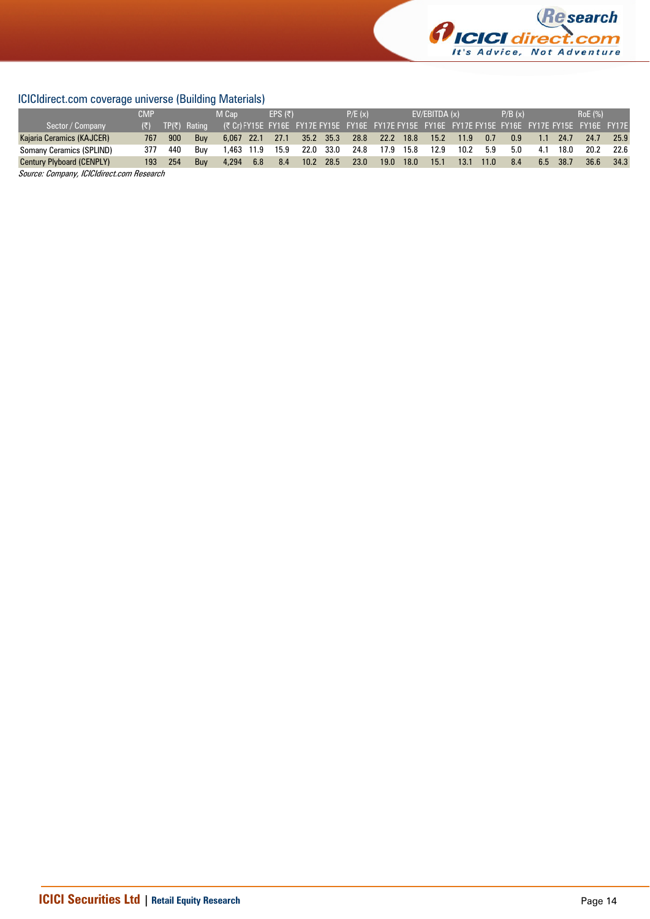ICICIdirect.com coverage universe (Building Materials)

| Sector / Company | CMP (₹) | TP(₹) | Rating | M Cap (₹ Cr) | EPS (₹) FY15E | FY16E | FY17E | P/E (x) FY15E | FY16E | FY17E | EV/EBITDA (x) FY15E | FY16E | FY17E | P/B (x) FY15E | FY16E | FY17E | RoE (%) FY15E | FY16E | FY17E |
|---|---|---|---|---|---|---|---|---|---|---|---|---|---|---|---|---|---|---|---|
| Kajaria Ceramics (KAJCER) | 767 | 900 | Buy | 6,067 | 22.1 | 27.1 | 35.2 | 35.3 | 28.8 | 22.2 | 18.8 | 15.2 | 11.9 | 0.7 | 0.9 | 1.1 | 24.7 | 24.7 | 25.9 |
| Somany Ceramics (SPLIND) | 377 | 440 | Buy | 1,463 | 11.9 | 15.9 | 22.0 | 33.0 | 24.8 | 17.9 | 15.8 | 12.9 | 10.2 | 5.9 | 5.0 | 4.1 | 18.0 | 20.2 | 22.6 |
| Century Plyboard (CENPLY) | 193 | 254 | Buy | 4,294 | 6.8 | 8.4 | 10.2 | 28.5 | 23.0 | 19.0 | 18.0 | 15.1 | 13.1 | 11.0 | 8.4 | 6.5 | 38.7 | 36.6 | 34.3 |

*Source: Company, ICICIdirect.com Research*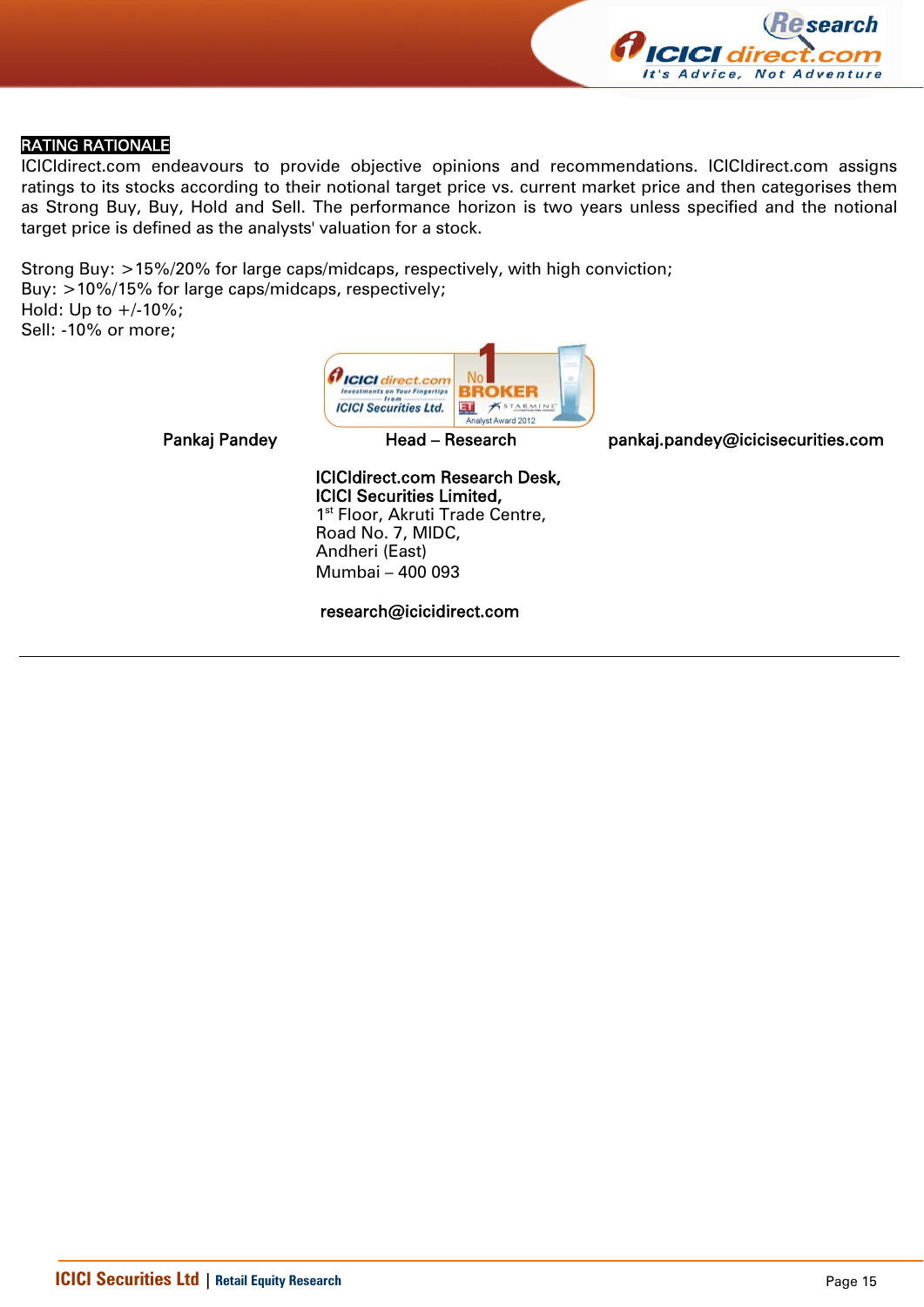## RATING RATIONALE

ICICIdirect.com endeavours to provide objective opinions and recommendations. ICICIdirect.com assigns ratings to its stocks according to their notional target price vs. current market price and then categorises them as Strong Buy, Buy, Hold and Sell. The performance horizon is two years unless specified and the notional target price is defined as the analysts' valuation for a stock.

Strong Buy: >15%/20% for large caps/midcaps, respectively, with high conviction;
Buy: >10%/15% for large caps/midcaps, respectively;
Hold: Up to +/-10%;
Sell: -10% or more;

| Pankaj Pandey | Head – Research | pankaj.pandey@icicisecurities.com |
|---|---|---|

**ICICIdirect.com Research Desk,**
**ICICI Securities Limited,**
1st Floor, Akruti Trade Centre,
Road No. 7, MIDC,
Andheri (East)
Mumbai – 400 093

research@icicidirect.com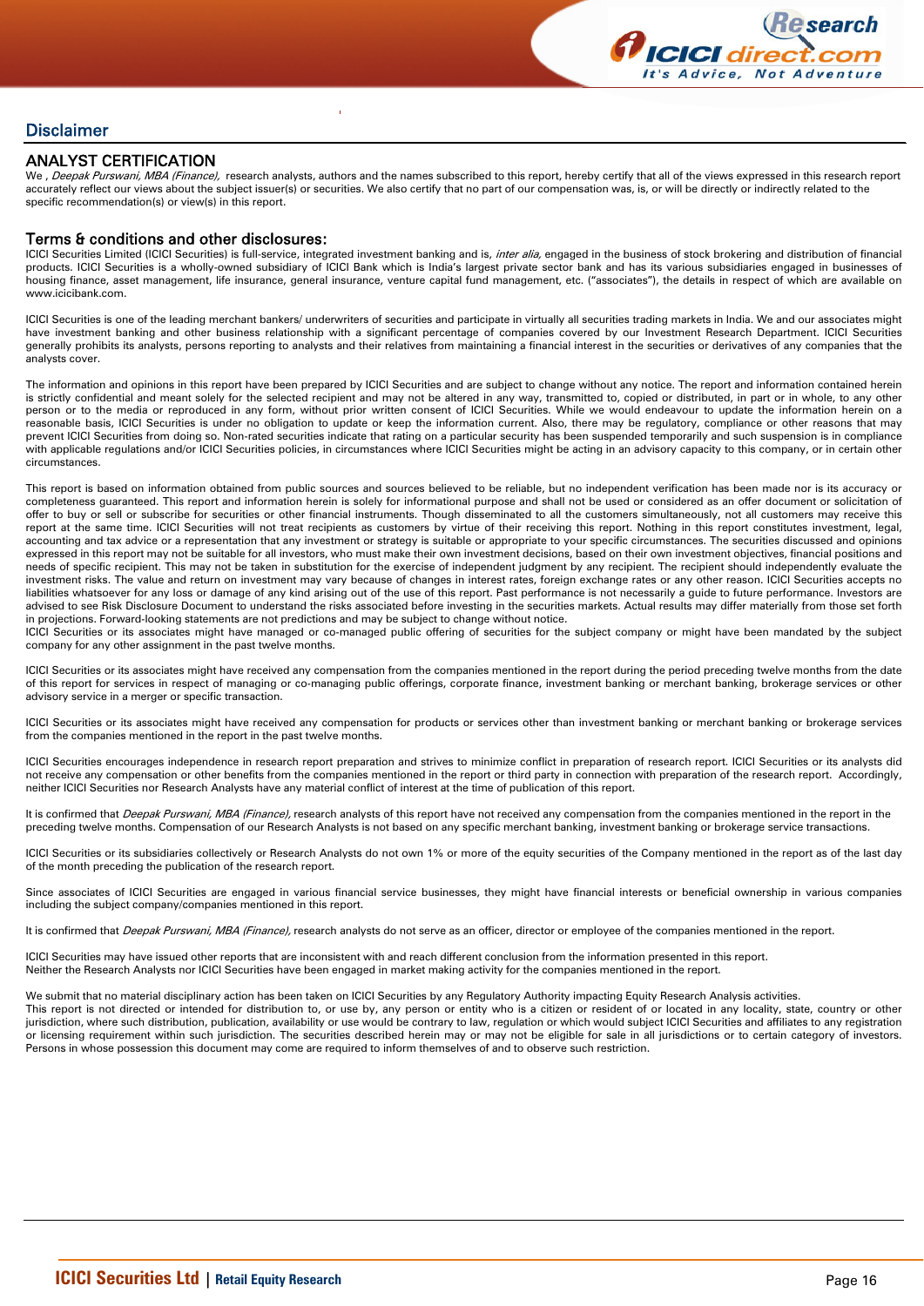## Disclaimer

### ANALYST CERTIFICATION

We , *Deepak Purswani, MBA (Finance),* research analysts, authors and the names subscribed to this report, hereby certify that all of the views expressed in this research report accurately reflect our views about the subject issuer(s) or securities. We also certify that no part of our compensation was, is, or will be directly or indirectly related to the specific recommendation(s) or view(s) in this report.

### Terms & conditions and other disclosures:

ICICI Securities Limited (ICICI Securities) is full-service, integrated investment banking and is, *inter alia*, engaged in the business of stock brokering and distribution of financial products. ICICI Securities is a wholly-owned subsidiary of ICICI Bank which is India's largest private sector bank and has its various subsidiaries engaged in businesses of housing finance, asset management, life insurance, general insurance, venture capital fund management, etc. ("associates"), the details in respect of which are available on www.icicibank.com.

ICICI Securities is one of the leading merchant bankers/ underwriters of securities and participate in virtually all securities trading markets in India. We and our associates might have investment banking and other business relationship with a significant percentage of companies covered by our Investment Research Department. ICICI Securities generally prohibits its analysts, persons reporting to analysts and their relatives from maintaining a financial interest in the securities or derivatives of any companies that the analysts cover.

The information and opinions in this report have been prepared by ICICI Securities and are subject to change without any notice. The report and information contained herein is strictly confidential and meant solely for the selected recipient and may not be altered in any way, transmitted to, copied or distributed, in part or in whole, to any other person or to the media or reproduced in any form, without prior written consent of ICICI Securities. While we would endeavour to update the information herein on a reasonable basis, ICICI Securities is under no obligation to update or keep the information current. Also, there may be regulatory, compliance or other reasons that may prevent ICICI Securities from doing so. Non-rated securities indicate that rating on a particular security has been suspended temporarily and such suspension is in compliance with applicable regulations and/or ICICI Securities policies, in circumstances where ICICI Securities might be acting in an advisory capacity to this company, or in certain other circumstances.

This report is based on information obtained from public sources and sources believed to be reliable, but no independent verification has been made nor is its accuracy or completeness guaranteed. This report and information herein is solely for informational purpose and shall not be used or considered as an offer document or solicitation of offer to buy or sell or subscribe for securities or other financial instruments. Though disseminated to all the customers simultaneously, not all customers may receive this report at the same time. ICICI Securities will not treat recipients as customers by virtue of their receiving this report. Nothing in this report constitutes investment, legal, accounting and tax advice or a representation that any investment or strategy is suitable or appropriate to your specific circumstances. The securities discussed and opinions expressed in this report may not be suitable for all investors, who must make their own investment decisions, based on their own investment objectives, financial positions and needs of specific recipient. This may not be taken in substitution for the exercise of independent judgment by any recipient. The recipient should independently evaluate the investment risks. The value and return on investment may vary because of changes in interest rates, foreign exchange rates or any other reason. ICICI Securities accepts no liabilities whatsoever for any loss or damage of any kind arising out of the use of this report. Past performance is not necessarily a guide to future performance. Investors are advised to see Risk Disclosure Document to understand the risks associated before investing in the securities markets. Actual results may differ materially from those set forth in projections. Forward-looking statements are not predictions and may be subject to change without notice.
ICICI Securities or its associates might have managed or co-managed public offering of securities for the subject company or might have been mandated by the subject company for any other assignment in the past twelve months.

ICICI Securities or its associates might have received any compensation from the companies mentioned in the report during the period preceding twelve months from the date of this report for services in respect of managing or co-managing public offerings, corporate finance, investment banking or merchant banking, brokerage services or other advisory service in a merger or specific transaction.

ICICI Securities or its associates might have received any compensation for products or services other than investment banking or merchant banking or brokerage services from the companies mentioned in the report in the past twelve months.

ICICI Securities encourages independence in research report preparation and strives to minimize conflict in preparation of research report. ICICI Securities or its analysts did not receive any compensation or other benefits from the companies mentioned in the report or third party in connection with preparation of the research report. Accordingly, neither ICICI Securities nor Research Analysts have any material conflict of interest at the time of publication of this report.

It is confirmed that *Deepak Purswani, MBA (Finance),* research analysts of this report have not received any compensation from the companies mentioned in the report in the preceding twelve months. Compensation of our Research Analysts is not based on any specific merchant banking, investment banking or brokerage service transactions.

ICICI Securities or its subsidiaries collectively or Research Analysts do not own 1% or more of the equity securities of the Company mentioned in the report as of the last day of the month preceding the publication of the research report.

Since associates of ICICI Securities are engaged in various financial service businesses, they might have financial interests or beneficial ownership in various companies including the subject company/companies mentioned in this report.

It is confirmed that *Deepak Purswani, MBA (Finance),* research analysts do not serve as an officer, director or employee of the companies mentioned in the report.

ICICI Securities may have issued other reports that are inconsistent with and reach different conclusion from the information presented in this report.
Neither the Research Analysts nor ICICI Securities have been engaged in market making activity for the companies mentioned in the report.

We submit that no material disciplinary action has been taken on ICICI Securities by any Regulatory Authority impacting Equity Research Analysis activities.
This report is not directed or intended for distribution to, or use by, any person or entity who is a citizen or resident of or located in any locality, state, country or other jurisdiction, where such distribution, publication, availability or use would be contrary to law, regulation or which would subject ICICI Securities and affiliates to any registration or licensing requirement within such jurisdiction. The securities described herein may or may not be eligible for sale in all jurisdictions or to certain category of investors. Persons in whose possession this document may come are required to inform themselves of and to observe such restriction.